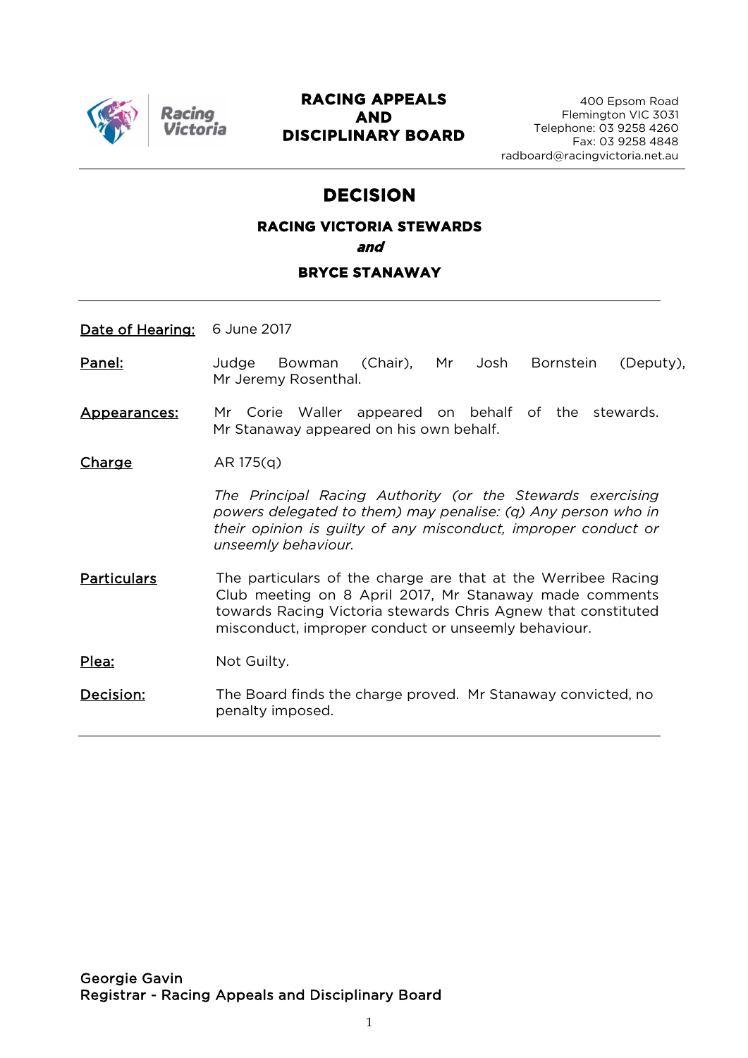# RACING APPEALS AND DISCIPLINARY BOARD

400 Epsom Road
Flemington VIC 3031
Telephone: 03 9258 4260
Fax: 03 9258 4848
radboard@racingvictoria.net.au

## DECISION

### RACING VICTORIA STEWARDS

***and***

### BRYCE STANAWAY

**Date of Hearing:** 6 June 2017

**Panel:** Judge Bowman (Chair), Mr Josh Bornstein (Deputy), Mr Jeremy Rosenthal.

**Appearances:** Mr Corie Waller appeared on behalf of the stewards. Mr Stanaway appeared on his own behalf.

**Charge** AR 175(q)

*The Principal Racing Authority (or the Stewards exercising powers delegated to them) may penalise: (q) Any person who in their opinion is guilty of any misconduct, improper conduct or unseemly behaviour.*

**Particulars** The particulars of the charge are that at the Werribee Racing Club meeting on 8 April 2017, Mr Stanaway made comments towards Racing Victoria stewards Chris Agnew that constituted misconduct, improper conduct or unseemly behaviour.

**Plea:** Not Guilty.

**Decision:** The Board finds the charge proved. Mr Stanaway convicted, no penalty imposed.

Georgie Gavin
Registrar - Racing Appeals and Disciplinary Board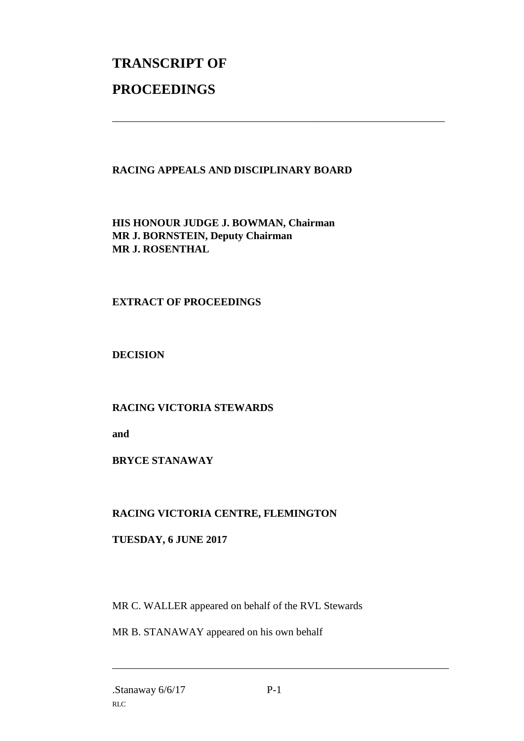# TRANSCRIPT OF PROCEEDINGS

---

**RACING APPEALS AND DISCIPLINARY BOARD**

**HIS HONOUR JUDGE J. BOWMAN, Chairman**
**MR J. BORNSTEIN, Deputy Chairman**
**MR J. ROSENTHAL**

**EXTRACT OF PROCEEDINGS**

**DECISION**

**RACING VICTORIA STEWARDS**

**and**

**BRYCE STANAWAY**

**RACING VICTORIA CENTRE, FLEMINGTON**

**TUESDAY, 6 JUNE 2017**

MR C. WALLER appeared on behalf of the RVL Stewards

MR B. STANAWAY appeared on his own behalf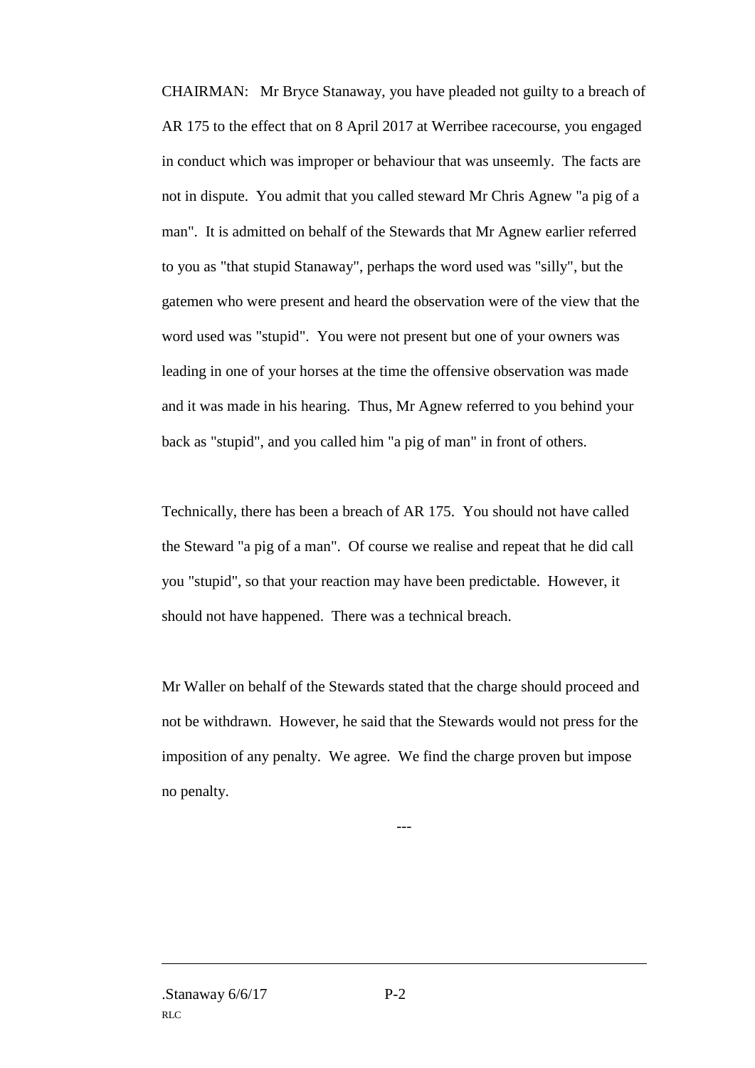CHAIRMAN: Mr Bryce Stanaway, you have pleaded not guilty to a breach of AR 175 to the effect that on 8 April 2017 at Werribee racecourse, you engaged in conduct which was improper or behaviour that was unseemly. The facts are not in dispute. You admit that you called steward Mr Chris Agnew "a pig of a man". It is admitted on behalf of the Stewards that Mr Agnew earlier referred to you as "that stupid Stanaway", perhaps the word used was "silly", but the gatemen who were present and heard the observation were of the view that the word used was "stupid". You were not present but one of your owners was leading in one of your horses at the time the offensive observation was made and it was made in his hearing. Thus, Mr Agnew referred to you behind your back as "stupid", and you called him "a pig of man" in front of others.

Technically, there has been a breach of AR 175. You should not have called the Steward "a pig of a man". Of course we realise and repeat that he did call you "stupid", so that your reaction may have been predictable. However, it should not have happened. There was a technical breach.

Mr Waller on behalf of the Stewards stated that the charge should proceed and not be withdrawn. However, he said that the Stewards would not press for the imposition of any penalty. We agree. We find the charge proven but impose no penalty.

---